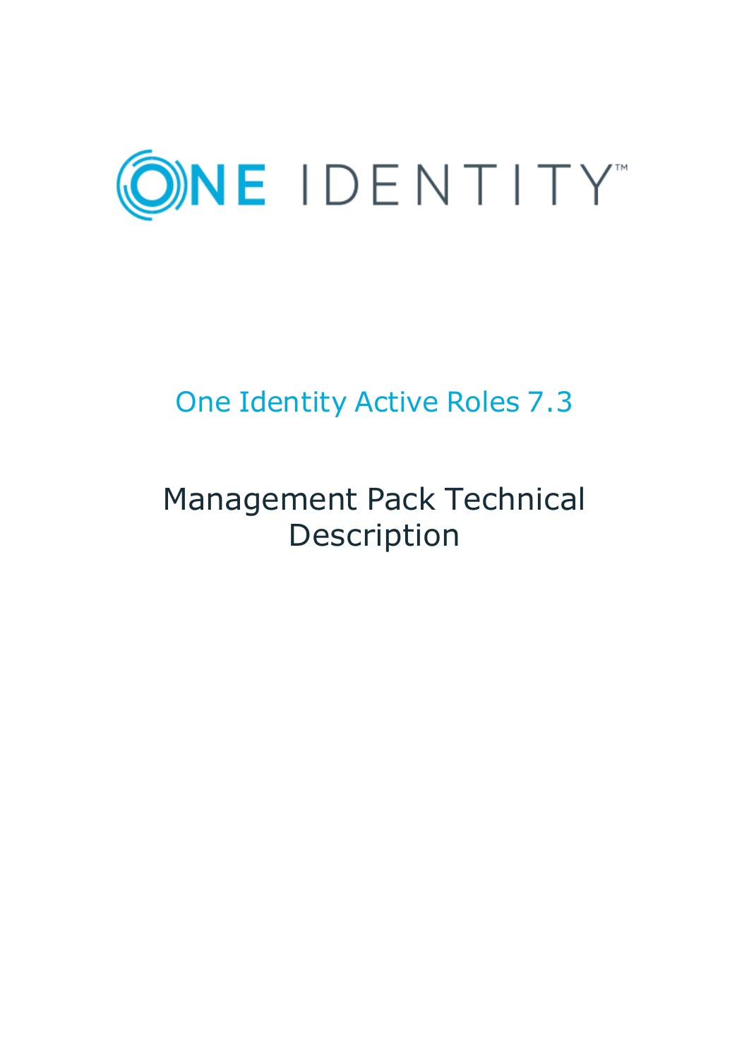ONE IDENTITY

# One Identity Active Roles 7.3

## Management Pack Technical Description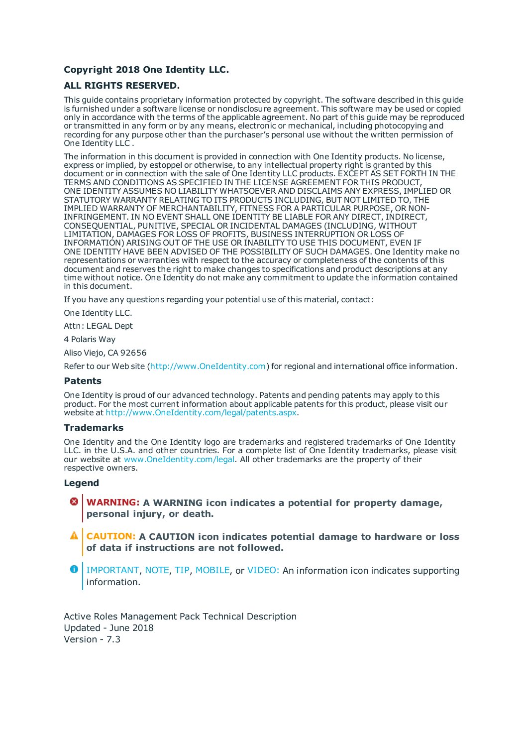**Copyright 2018 One Identity LLC.**

**ALL RIGHTS RESERVED.**

This guide contains proprietary information protected by copyright. The software described in this guide is furnished under a software license or nondisclosure agreement. This software may be used or copied only in accordance with the terms of the applicable agreement. No part of this guide may be reproduced or transmitted in any form or by any means, electronic or mechanical, including photocopying and recording for any purpose other than the purchaser's personal use without the written permission of One Identity LLC .

The information in this document is provided in connection with One Identity products. No license, express or implied, by estoppel or otherwise, to any intellectual property right is granted by this document or in connection with the sale of One Identity LLC products. EXCEPT AS SET FORTH IN THE TERMS AND CONDITIONS AS SPECIFIED IN THE LICENSE AGREEMENT FOR THIS PRODUCT, ONE IDENTITY ASSUMES NO LIABILITY WHATSOEVER AND DISCLAIMS ANY EXPRESS, IMPLIED OR STATUTORY WARRANTY RELATING TO ITS PRODUCTS INCLUDING, BUT NOT LIMITED TO, THE IMPLIED WARRANTY OF MERCHANTABILITY, FITNESS FOR A PARTICULAR PURPOSE, OR NON-INFRINGEMENT. IN NO EVENT SHALL ONE IDENTITY BE LIABLE FOR ANY DIRECT, INDIRECT, CONSEQUENTIAL, PUNITIVE, SPECIAL OR INCIDENTAL DAMAGES (INCLUDING, WITHOUT LIMITATION, DAMAGES FOR LOSS OF PROFITS, BUSINESS INTERRUPTION OR LOSS OF INFORMATION) ARISING OUT OF THE USE OR INABILITY TO USE THIS DOCUMENT, EVEN IF ONE IDENTITY HAVE BEEN ADVISED OF THE POSSIBILITY OF SUCH DAMAGES. One Identity make no representations or warranties with respect to the accuracy or completeness of the contents of this document and reserves the right to make changes to specifications and product descriptions at any time without notice. One Identity do not make any commitment to update the information contained in this document.

If you have any questions regarding your potential use of this material, contact:

One Identity LLC.

Attn: LEGAL Dept

4 Polaris Way

Aliso Viejo, CA 92656

Refer to our Web site (http://www.OneIdentity.com) for regional and international office information.

## Patents

One Identity is proud of our advanced technology. Patents and pending patents may apply to this product. For the most current information about applicable patents for this product, please visit our website at http://www.OneIdentity.com/legal/patents.aspx.

## Trademarks

One Identity and the One Identity logo are trademarks and registered trademarks of One Identity LLC. in the U.S.A. and other countries. For a complete list of One Identity trademarks, please visit our website at www.OneIdentity.com/legal. All other trademarks are the property of their respective owners.

## Legend

**WARNING: A WARNING icon indicates a potential for property damage, personal injury, or death.**

**CAUTION: A CAUTION icon indicates potential damage to hardware or loss of data if instructions are not followed.**

IMPORTANT, NOTE, TIP, MOBILE, or VIDEO: An information icon indicates supporting information.

Active Roles Management Pack Technical Description
Updated - June 2018
Version - 7.3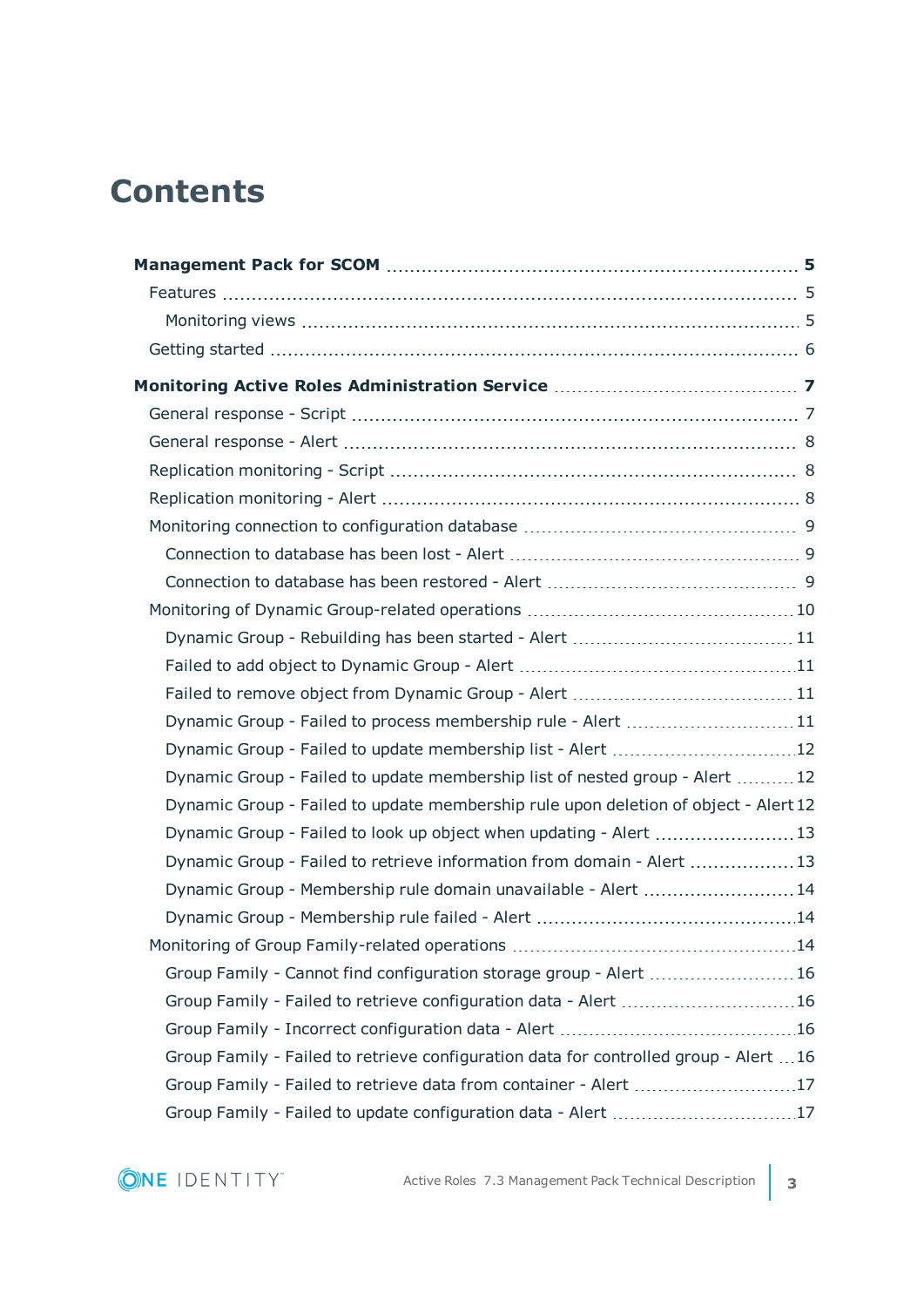# Contents

**Management Pack for SCOM** 5

- Features 5
  - Monitoring views 5
- Getting started 6

**Monitoring Active Roles Administration Service** 7

- General response - Script 7
- General response - Alert 8
- Replication monitoring - Script 8
- Replication monitoring - Alert 8
- Monitoring connection to configuration database 9
  - Connection to database has been lost - Alert 9
  - Connection to database has been restored - Alert 9
- Monitoring of Dynamic Group-related operations 10
  - Dynamic Group - Rebuilding has been started - Alert 11
  - Failed to add object to Dynamic Group - Alert 11
  - Failed to remove object from Dynamic Group - Alert 11
  - Dynamic Group - Failed to process membership rule - Alert 11
  - Dynamic Group - Failed to update membership list - Alert 12
  - Dynamic Group - Failed to update membership list of nested group - Alert 12
  - Dynamic Group - Failed to update membership rule upon deletion of object - Alert 12
  - Dynamic Group - Failed to look up object when updating - Alert 13
  - Dynamic Group - Failed to retrieve information from domain - Alert 13
  - Dynamic Group - Membership rule domain unavailable - Alert 14
  - Dynamic Group - Membership rule failed - Alert 14
- Monitoring of Group Family-related operations 14
  - Group Family - Cannot find configuration storage group - Alert 16
  - Group Family - Failed to retrieve configuration data - Alert 16
  - Group Family - Incorrect configuration data - Alert 16
  - Group Family - Failed to retrieve configuration data for controlled group - Alert 16
  - Group Family - Failed to retrieve data from container - Alert 17
  - Group Family - Failed to update configuration data - Alert 17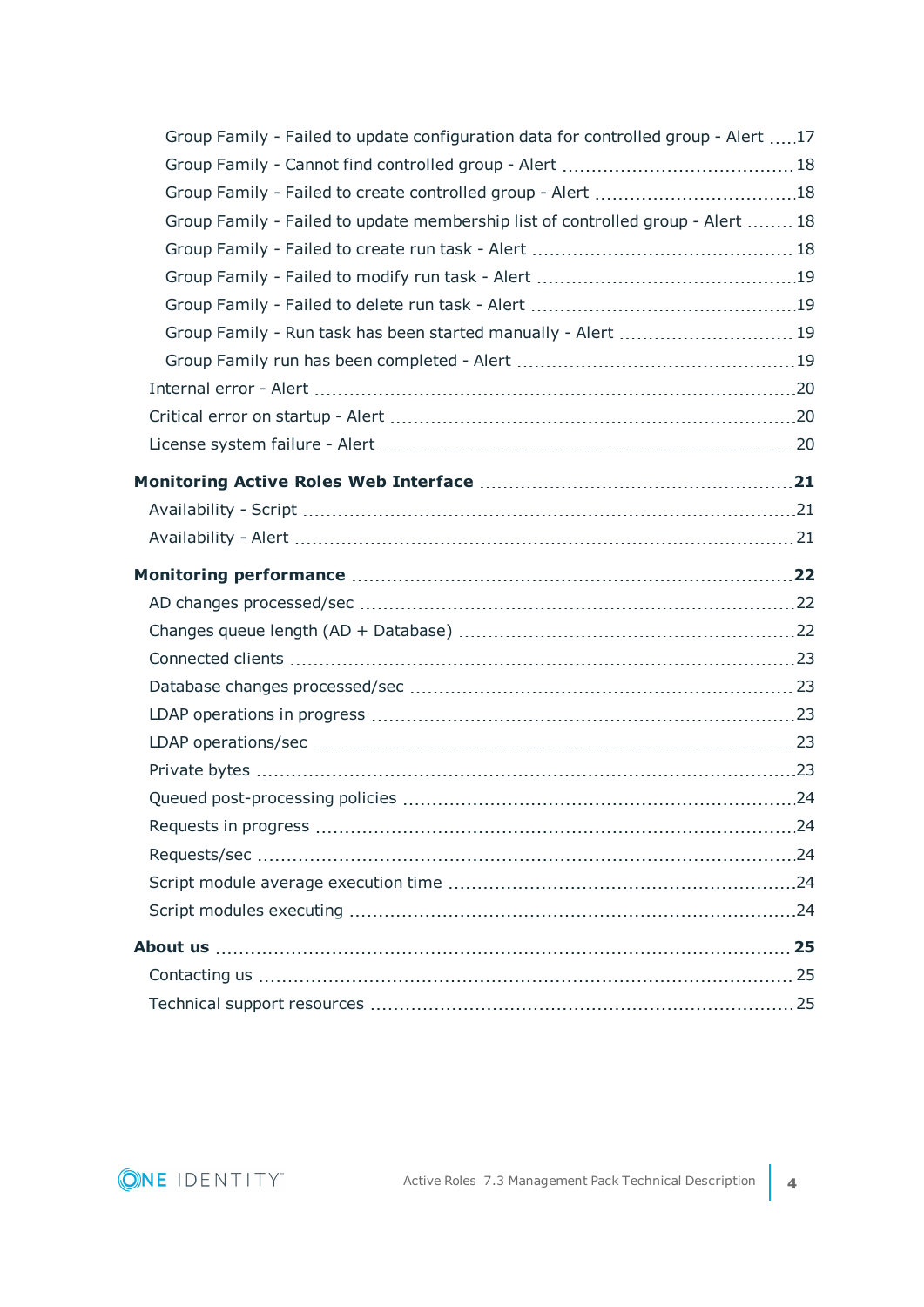- Group Family - Failed to update configuration data for controlled group - Alert ..... 17
- Group Family - Cannot find controlled group - Alert ..... 18
- Group Family - Failed to create controlled group - Alert ..... 18
- Group Family - Failed to update membership list of controlled group - Alert ..... 18
- Group Family - Failed to create run task - Alert ..... 18
- Group Family - Failed to modify run task - Alert ..... 19
- Group Family - Failed to delete run task - Alert ..... 19
- Group Family - Run task has been started manually - Alert ..... 19
- Group Family run has been completed - Alert ..... 19

Internal error - Alert ..... 20
Critical error on startup - Alert ..... 20
License system failure - Alert ..... 20

**Monitoring Active Roles Web Interface ..... 21**

Availability - Script ..... 21
Availability - Alert ..... 21

**Monitoring performance ..... 22**

AD changes processed/sec ..... 22
Changes queue length (AD + Database) ..... 22
Connected clients ..... 23
Database changes processed/sec ..... 23
LDAP operations in progress ..... 23
LDAP operations/sec ..... 23
Private bytes ..... 23
Queued post-processing policies ..... 24
Requests in progress ..... 24
Requests/sec ..... 24
Script module average execution time ..... 24
Script modules executing ..... 24

**About us ..... 25**

Contacting us ..... 25
Technical support resources ..... 25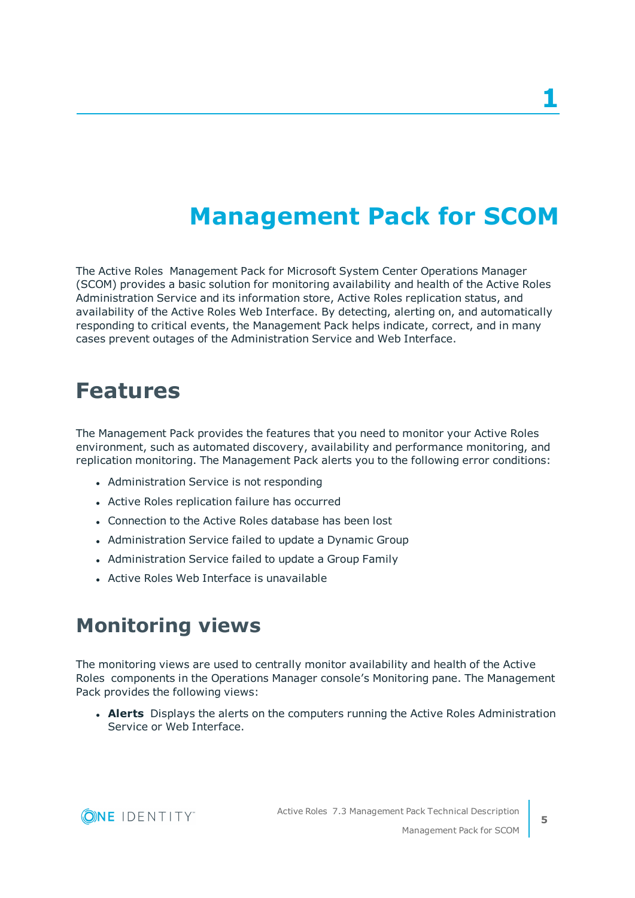# 1

# Management Pack for SCOM

The Active Roles Management Pack for Microsoft System Center Operations Manager (SCOM) provides a basic solution for monitoring availability and health of the Active Roles Administration Service and its information store, Active Roles replication status, and availability of the Active Roles Web Interface. By detecting, alerting on, and automatically responding to critical events, the Management Pack helps indicate, correct, and in many cases prevent outages of the Administration Service and Web Interface.

## Features

The Management Pack provides the features that you need to monitor your Active Roles environment, such as automated discovery, availability and performance monitoring, and replication monitoring. The Management Pack alerts you to the following error conditions:

- Administration Service is not responding
- Active Roles replication failure has occurred
- Connection to the Active Roles database has been lost
- Administration Service failed to update a Dynamic Group
- Administration Service failed to update a Group Family
- Active Roles Web Interface is unavailable

## Monitoring views

The monitoring views are used to centrally monitor availability and health of the Active Roles components in the Operations Manager console's Monitoring pane. The Management Pack provides the following views:

- **Alerts** Displays the alerts on the computers running the Active Roles Administration Service or Web Interface.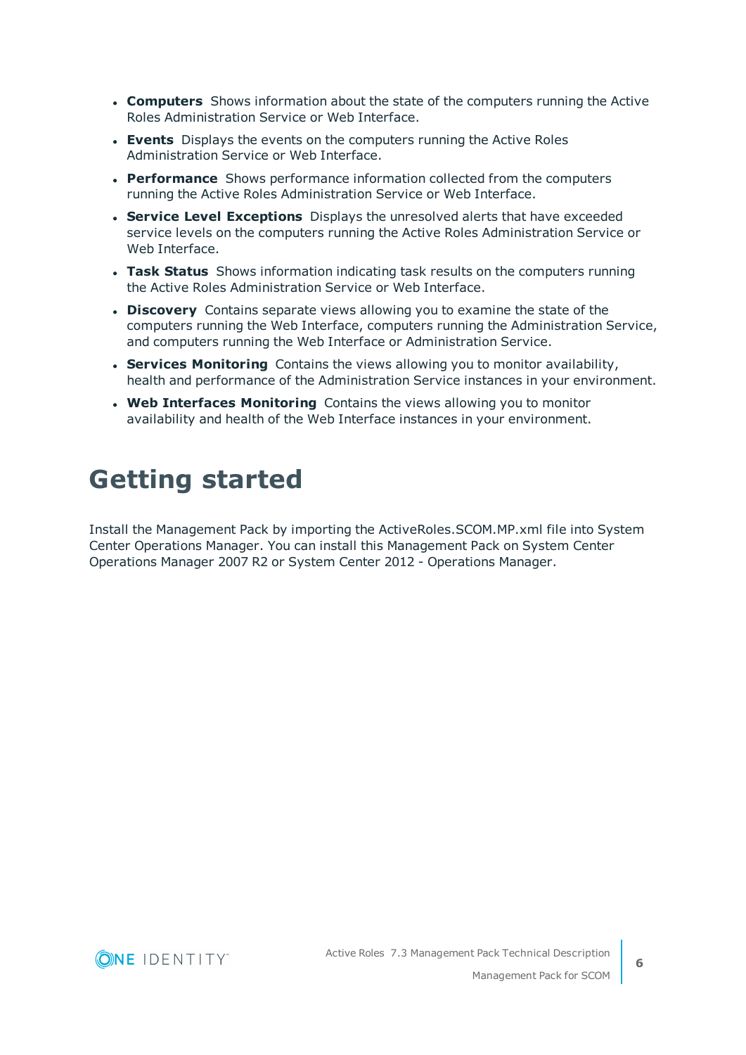- **Computers** Shows information about the state of the computers running the Active Roles Administration Service or Web Interface.
- **Events** Displays the events on the computers running the Active Roles Administration Service or Web Interface.
- **Performance** Shows performance information collected from the computers running the Active Roles Administration Service or Web Interface.
- **Service Level Exceptions** Displays the unresolved alerts that have exceeded service levels on the computers running the Active Roles Administration Service or Web Interface.
- **Task Status** Shows information indicating task results on the computers running the Active Roles Administration Service or Web Interface.
- **Discovery** Contains separate views allowing you to examine the state of the computers running the Web Interface, computers running the Administration Service, and computers running the Web Interface or Administration Service.
- **Services Monitoring** Contains the views allowing you to monitor availability, health and performance of the Administration Service instances in your environment.
- **Web Interfaces Monitoring** Contains the views allowing you to monitor availability and health of the Web Interface instances in your environment.

# Getting started

Install the Management Pack by importing the ActiveRoles.SCOM.MP.xml file into System Center Operations Manager. You can install this Management Pack on System Center Operations Manager 2007 R2 or System Center 2012 - Operations Manager.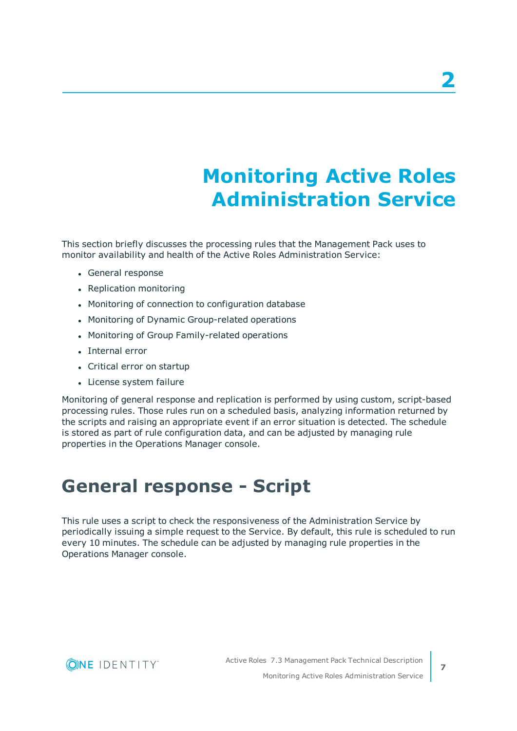# 2

# Monitoring Active Roles Administration Service

This section briefly discusses the processing rules that the Management Pack uses to monitor availability and health of the Active Roles Administration Service:

- General response
- Replication monitoring
- Monitoring of connection to configuration database
- Monitoring of Dynamic Group-related operations
- Monitoring of Group Family-related operations
- Internal error
- Critical error on startup
- License system failure

Monitoring of general response and replication is performed by using custom, script-based processing rules. Those rules run on a scheduled basis, analyzing information returned by the scripts and raising an appropriate event if an error situation is detected. The schedule is stored as part of rule configuration data, and can be adjusted by managing rule properties in the Operations Manager console.

## General response - Script

This rule uses a script to check the responsiveness of the Administration Service by periodically issuing a simple request to the Service. By default, this rule is scheduled to run every 10 minutes. The schedule can be adjusted by managing rule properties in the Operations Manager console.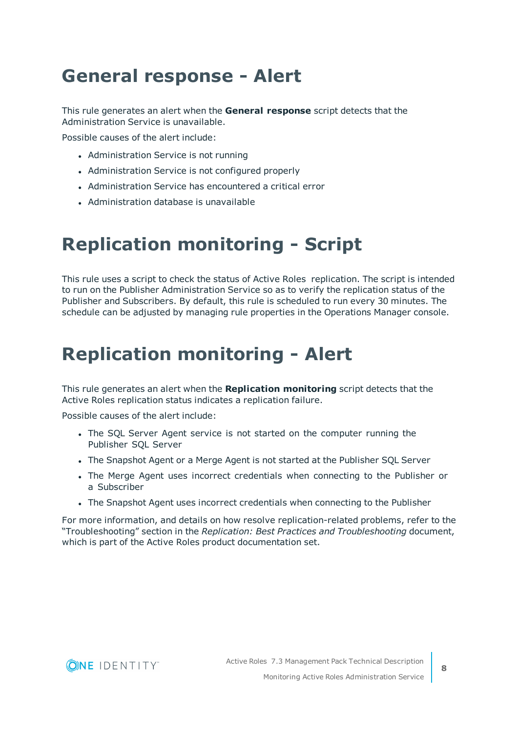# General response - Alert

This rule generates an alert when the **General response** script detects that the Administration Service is unavailable.

Possible causes of the alert include:

- Administration Service is not running
- Administration Service is not configured properly
- Administration Service has encountered a critical error
- Administration database is unavailable

# Replication monitoring - Script

This rule uses a script to check the status of Active Roles replication. The script is intended to run on the Publisher Administration Service so as to verify the replication status of the Publisher and Subscribers. By default, this rule is scheduled to run every 30 minutes. The schedule can be adjusted by managing rule properties in the Operations Manager console.

# Replication monitoring - Alert

This rule generates an alert when the **Replication monitoring** script detects that the Active Roles replication status indicates a replication failure.

Possible causes of the alert include:

- The SQL Server Agent service is not started on the computer running the Publisher SQL Server
- The Snapshot Agent or a Merge Agent is not started at the Publisher SQL Server
- The Merge Agent uses incorrect credentials when connecting to the Publisher or a Subscriber
- The Snapshot Agent uses incorrect credentials when connecting to the Publisher

For more information, and details on how resolve replication-related problems, refer to the “Troubleshooting” section in the *Replication: Best Practices and Troubleshooting* document, which is part of the Active Roles product documentation set.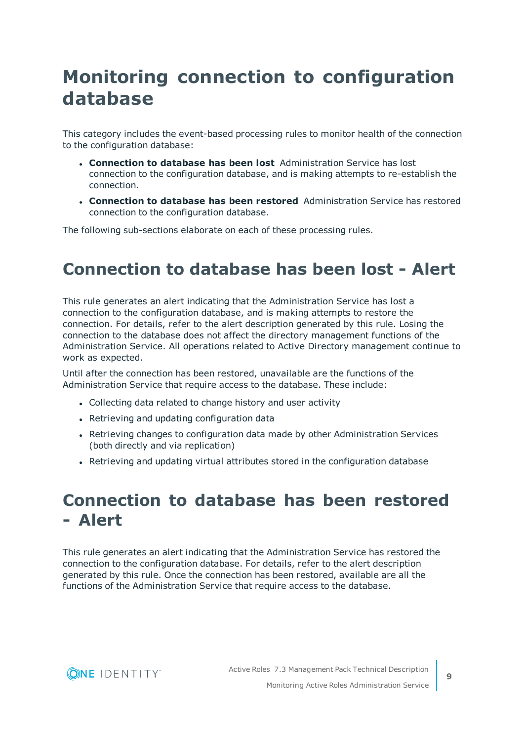# Monitoring connection to configuration database

This category includes the event-based processing rules to monitor health of the connection to the configuration database:

- **Connection to database has been lost** Administration Service has lost connection to the configuration database, and is making attempts to re-establish the connection.
- **Connection to database has been restored** Administration Service has restored connection to the configuration database.

The following sub-sections elaborate on each of these processing rules.

## Connection to database has been lost - Alert

This rule generates an alert indicating that the Administration Service has lost a connection to the configuration database, and is making attempts to restore the connection. For details, refer to the alert description generated by this rule. Losing the connection to the database does not affect the directory management functions of the Administration Service. All operations related to Active Directory management continue to work as expected.

Until after the connection has been restored, unavailable are the functions of the Administration Service that require access to the database. These include:

- Collecting data related to change history and user activity
- Retrieving and updating configuration data
- Retrieving changes to configuration data made by other Administration Services (both directly and via replication)
- Retrieving and updating virtual attributes stored in the configuration database

## Connection to database has been restored - Alert

This rule generates an alert indicating that the Administration Service has restored the connection to the configuration database. For details, refer to the alert description generated by this rule. Once the connection has been restored, available are all the functions of the Administration Service that require access to the database.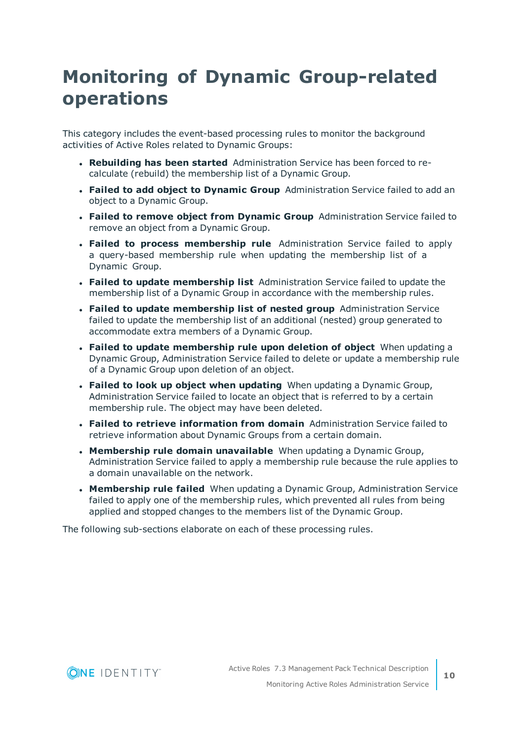# Monitoring of Dynamic Group-related operations

This category includes the event-based processing rules to monitor the background activities of Active Roles related to Dynamic Groups:

- **Rebuilding has been started** Administration Service has been forced to re-calculate (rebuild) the membership list of a Dynamic Group.
- **Failed to add object to Dynamic Group** Administration Service failed to add an object to a Dynamic Group.
- **Failed to remove object from Dynamic Group** Administration Service failed to remove an object from a Dynamic Group.
- **Failed to process membership rule** Administration Service failed to apply a query-based membership rule when updating the membership list of a Dynamic Group.
- **Failed to update membership list** Administration Service failed to update the membership list of a Dynamic Group in accordance with the membership rules.
- **Failed to update membership list of nested group** Administration Service failed to update the membership list of an additional (nested) group generated to accommodate extra members of a Dynamic Group.
- **Failed to update membership rule upon deletion of object** When updating a Dynamic Group, Administration Service failed to delete or update a membership rule of a Dynamic Group upon deletion of an object.
- **Failed to look up object when updating** When updating a Dynamic Group, Administration Service failed to locate an object that is referred to by a certain membership rule. The object may have been deleted.
- **Failed to retrieve information from domain** Administration Service failed to retrieve information about Dynamic Groups from a certain domain.
- **Membership rule domain unavailable** When updating a Dynamic Group, Administration Service failed to apply a membership rule because the rule applies to a domain unavailable on the network.
- **Membership rule failed** When updating a Dynamic Group, Administration Service failed to apply one of the membership rules, which prevented all rules from being applied and stopped changes to the members list of the Dynamic Group.

The following sub-sections elaborate on each of these processing rules.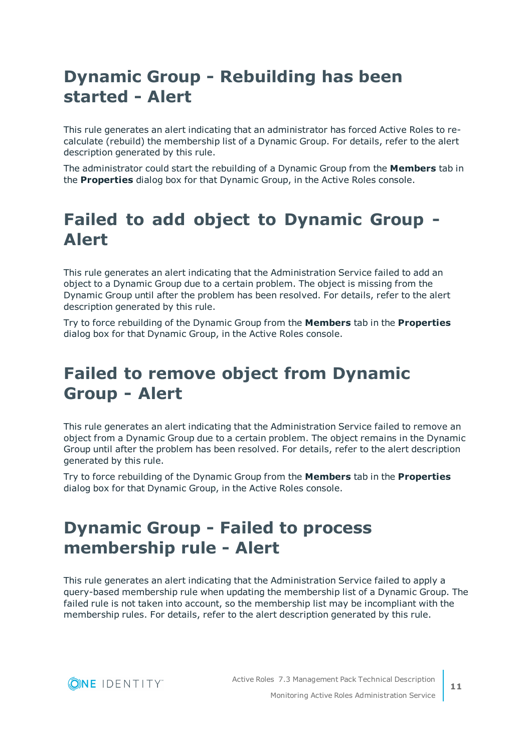## Dynamic Group - Rebuilding has been started - Alert

This rule generates an alert indicating that an administrator has forced Active Roles to re-calculate (rebuild) the membership list of a Dynamic Group. For details, refer to the alert description generated by this rule.

The administrator could start the rebuilding of a Dynamic Group from the **Members** tab in the **Properties** dialog box for that Dynamic Group, in the Active Roles console.

## Failed to add object to Dynamic Group - Alert

This rule generates an alert indicating that the Administration Service failed to add an object to a Dynamic Group due to a certain problem. The object is missing from the Dynamic Group until after the problem has been resolved. For details, refer to the alert description generated by this rule.

Try to force rebuilding of the Dynamic Group from the **Members** tab in the **Properties** dialog box for that Dynamic Group, in the Active Roles console.

## Failed to remove object from Dynamic Group - Alert

This rule generates an alert indicating that the Administration Service failed to remove an object from a Dynamic Group due to a certain problem. The object remains in the Dynamic Group until after the problem has been resolved. For details, refer to the alert description generated by this rule.

Try to force rebuilding of the Dynamic Group from the **Members** tab in the **Properties** dialog box for that Dynamic Group, in the Active Roles console.

## Dynamic Group - Failed to process membership rule - Alert

This rule generates an alert indicating that the Administration Service failed to apply a query-based membership rule when updating the membership list of a Dynamic Group. The failed rule is not taken into account, so the membership list may be incompliant with the membership rules. For details, refer to the alert description generated by this rule.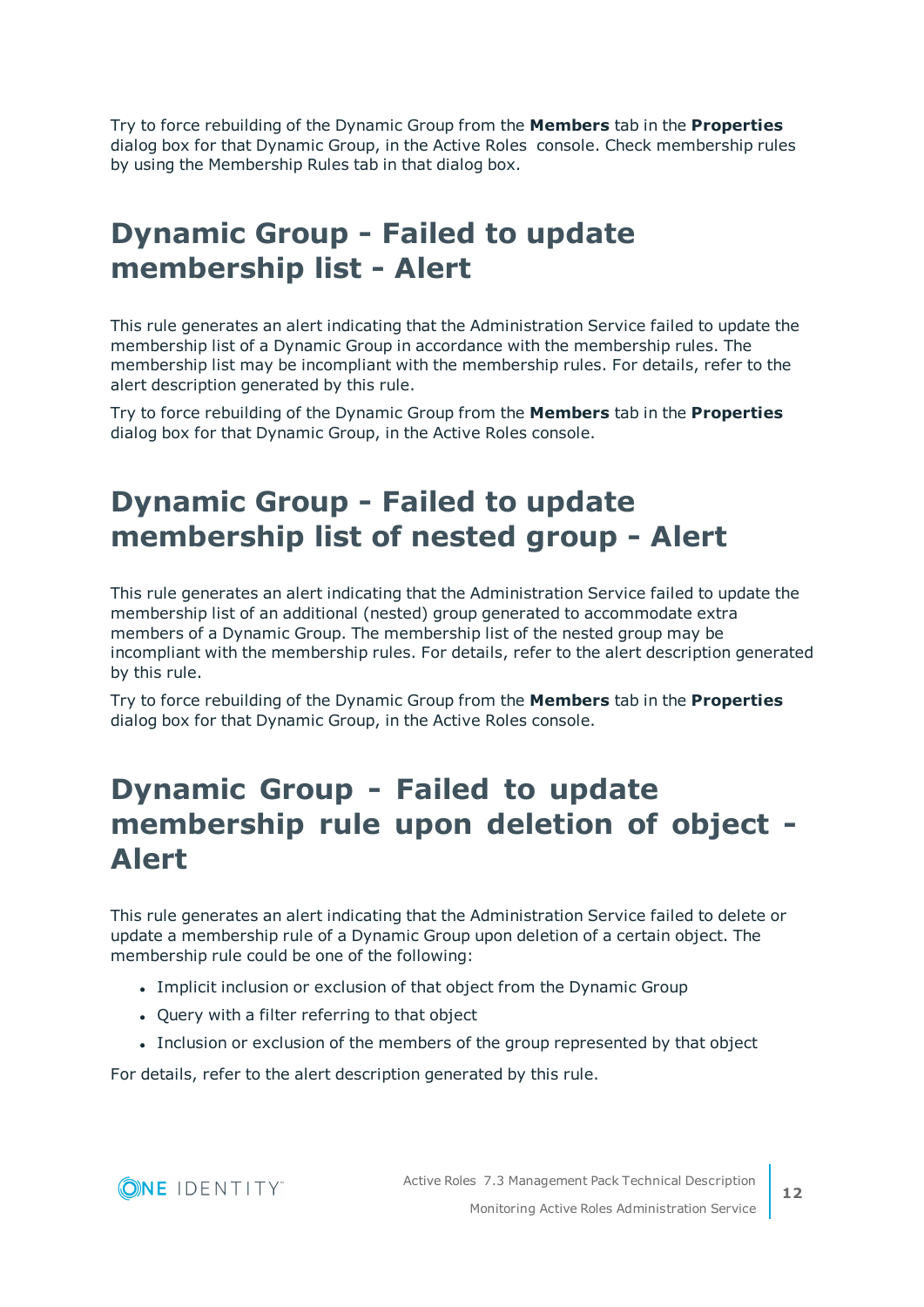Try to force rebuilding of the Dynamic Group from the **Members** tab in the **Properties** dialog box for that Dynamic Group, in the Active Roles console. Check membership rules by using the Membership Rules tab in that dialog box.

# Dynamic Group - Failed to update membership list - Alert

This rule generates an alert indicating that the Administration Service failed to update the membership list of a Dynamic Group in accordance with the membership rules. The membership list may be incompliant with the membership rules. For details, refer to the alert description generated by this rule.

Try to force rebuilding of the Dynamic Group from the **Members** tab in the **Properties** dialog box for that Dynamic Group, in the Active Roles console.

# Dynamic Group - Failed to update membership list of nested group - Alert

This rule generates an alert indicating that the Administration Service failed to update the membership list of an additional (nested) group generated to accommodate extra members of a Dynamic Group. The membership list of the nested group may be incompliant with the membership rules. For details, refer to the alert description generated by this rule.

Try to force rebuilding of the Dynamic Group from the **Members** tab in the **Properties** dialog box for that Dynamic Group, in the Active Roles console.

# Dynamic Group - Failed to update membership rule upon deletion of object - Alert

This rule generates an alert indicating that the Administration Service failed to delete or update a membership rule of a Dynamic Group upon deletion of a certain object. The membership rule could be one of the following:

- Implicit inclusion or exclusion of that object from the Dynamic Group
- Query with a filter referring to that object
- Inclusion or exclusion of the members of the group represented by that object

For details, refer to the alert description generated by this rule.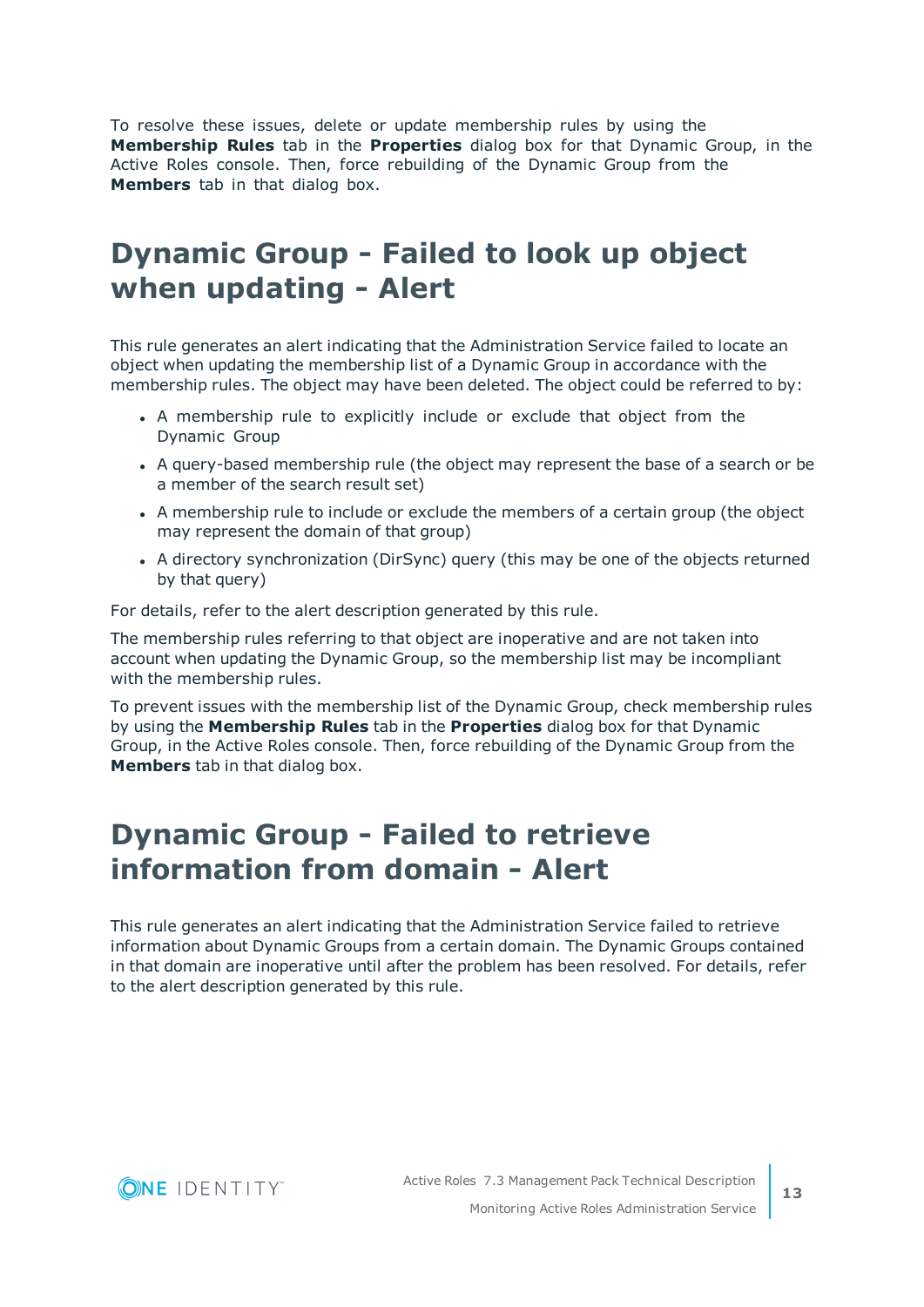To resolve these issues, delete or update membership rules by using the **Membership Rules** tab in the **Properties** dialog box for that Dynamic Group, in the Active Roles console. Then, force rebuilding of the Dynamic Group from the **Members** tab in that dialog box.

# Dynamic Group - Failed to look up object when updating - Alert

This rule generates an alert indicating that the Administration Service failed to locate an object when updating the membership list of a Dynamic Group in accordance with the membership rules. The object may have been deleted. The object could be referred to by:

- A membership rule to explicitly include or exclude that object from the Dynamic Group
- A query-based membership rule (the object may represent the base of a search or be a member of the search result set)
- A membership rule to include or exclude the members of a certain group (the object may represent the domain of that group)
- A directory synchronization (DirSync) query (this may be one of the objects returned by that query)

For details, refer to the alert description generated by this rule.

The membership rules referring to that object are inoperative and are not taken into account when updating the Dynamic Group, so the membership list may be incompliant with the membership rules.

To prevent issues with the membership list of the Dynamic Group, check membership rules by using the **Membership Rules** tab in the **Properties** dialog box for that Dynamic Group, in the Active Roles console. Then, force rebuilding of the Dynamic Group from the **Members** tab in that dialog box.

# Dynamic Group - Failed to retrieve information from domain - Alert

This rule generates an alert indicating that the Administration Service failed to retrieve information about Dynamic Groups from a certain domain. The Dynamic Groups contained in that domain are inoperative until after the problem has been resolved. For details, refer to the alert description generated by this rule.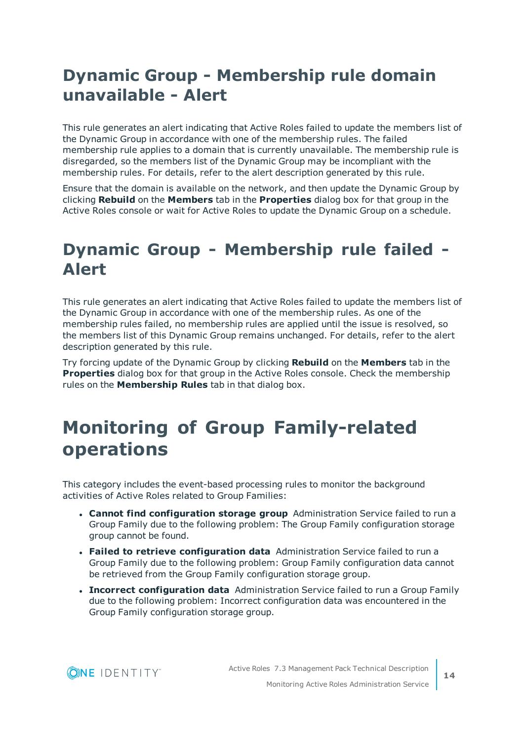# Dynamic Group - Membership rule domain unavailable - Alert

This rule generates an alert indicating that Active Roles failed to update the members list of the Dynamic Group in accordance with one of the membership rules. The failed membership rule applies to a domain that is currently unavailable. The membership rule is disregarded, so the members list of the Dynamic Group may be incompliant with the membership rules. For details, refer to the alert description generated by this rule.

Ensure that the domain is available on the network, and then update the Dynamic Group by clicking **Rebuild** on the **Members** tab in the **Properties** dialog box for that group in the Active Roles console or wait for Active Roles to update the Dynamic Group on a schedule.

# Dynamic Group - Membership rule failed - Alert

This rule generates an alert indicating that Active Roles failed to update the members list of the Dynamic Group in accordance with one of the membership rules. As one of the membership rules failed, no membership rules are applied until the issue is resolved, so the members list of this Dynamic Group remains unchanged. For details, refer to the alert description generated by this rule.

Try forcing update of the Dynamic Group by clicking **Rebuild** on the **Members** tab in the **Properties** dialog box for that group in the Active Roles console. Check the membership rules on the **Membership Rules** tab in that dialog box.

# Monitoring of Group Family-related operations

This category includes the event-based processing rules to monitor the background activities of Active Roles related to Group Families:

- **Cannot find configuration storage group** Administration Service failed to run a Group Family due to the following problem: The Group Family configuration storage group cannot be found.
- **Failed to retrieve configuration data** Administration Service failed to run a Group Family due to the following problem: Group Family configuration data cannot be retrieved from the Group Family configuration storage group.
- **Incorrect configuration data** Administration Service failed to run a Group Family due to the following problem: Incorrect configuration data was encountered in the Group Family configuration storage group.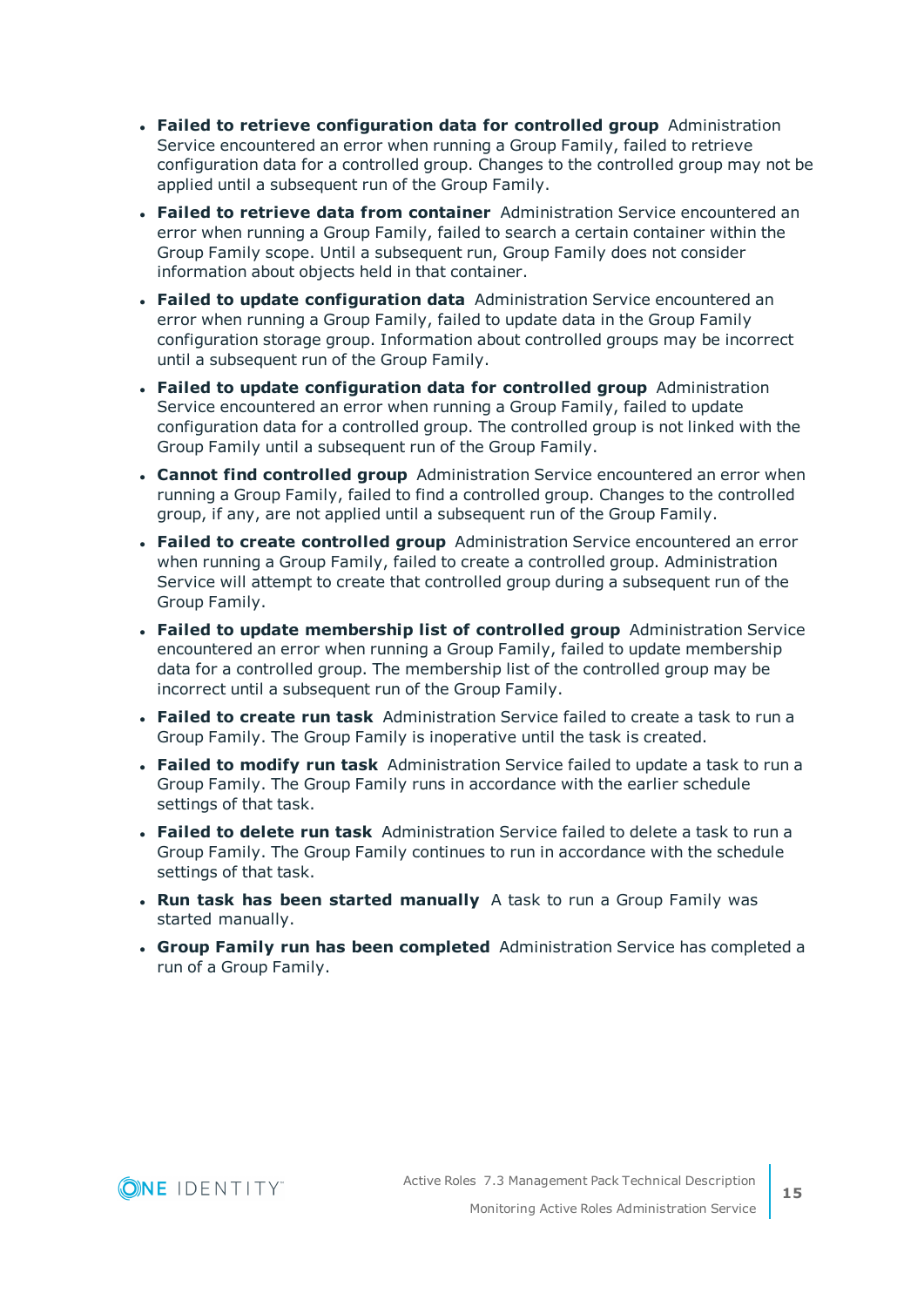- **Failed to retrieve configuration data for controlled group** Administration Service encountered an error when running a Group Family, failed to retrieve configuration data for a controlled group. Changes to the controlled group may not be applied until a subsequent run of the Group Family.
- **Failed to retrieve data from container** Administration Service encountered an error when running a Group Family, failed to search a certain container within the Group Family scope. Until a subsequent run, Group Family does not consider information about objects held in that container.
- **Failed to update configuration data** Administration Service encountered an error when running a Group Family, failed to update data in the Group Family configuration storage group. Information about controlled groups may be incorrect until a subsequent run of the Group Family.
- **Failed to update configuration data for controlled group** Administration Service encountered an error when running a Group Family, failed to update configuration data for a controlled group. The controlled group is not linked with the Group Family until a subsequent run of the Group Family.
- **Cannot find controlled group** Administration Service encountered an error when running a Group Family, failed to find a controlled group. Changes to the controlled group, if any, are not applied until a subsequent run of the Group Family.
- **Failed to create controlled group** Administration Service encountered an error when running a Group Family, failed to create a controlled group. Administration Service will attempt to create that controlled group during a subsequent run of the Group Family.
- **Failed to update membership list of controlled group** Administration Service encountered an error when running a Group Family, failed to update membership data for a controlled group. The membership list of the controlled group may be incorrect until a subsequent run of the Group Family.
- **Failed to create run task** Administration Service failed to create a task to run a Group Family. The Group Family is inoperative until the task is created.
- **Failed to modify run task** Administration Service failed to update a task to run a Group Family. The Group Family runs in accordance with the earlier schedule settings of that task.
- **Failed to delete run task** Administration Service failed to delete a task to run a Group Family. The Group Family continues to run in accordance with the schedule settings of that task.
- **Run task has been started manually** A task to run a Group Family was started manually.
- **Group Family run has been completed** Administration Service has completed a run of a Group Family.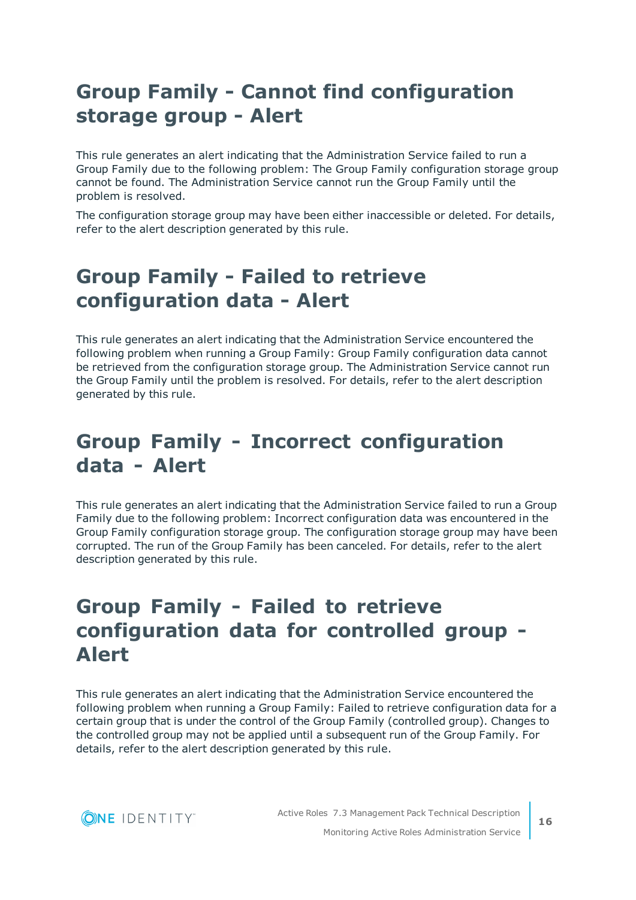# Group Family - Cannot find configuration storage group - Alert

This rule generates an alert indicating that the Administration Service failed to run a Group Family due to the following problem: The Group Family configuration storage group cannot be found. The Administration Service cannot run the Group Family until the problem is resolved.

The configuration storage group may have been either inaccessible or deleted. For details, refer to the alert description generated by this rule.

# Group Family - Failed to retrieve configuration data - Alert

This rule generates an alert indicating that the Administration Service encountered the following problem when running a Group Family: Group Family configuration data cannot be retrieved from the configuration storage group. The Administration Service cannot run the Group Family until the problem is resolved. For details, refer to the alert description generated by this rule.

# Group Family - Incorrect configuration data - Alert

This rule generates an alert indicating that the Administration Service failed to run a Group Family due to the following problem: Incorrect configuration data was encountered in the Group Family configuration storage group. The configuration storage group may have been corrupted. The run of the Group Family has been canceled. For details, refer to the alert description generated by this rule.

# Group Family - Failed to retrieve configuration data for controlled group - Alert

This rule generates an alert indicating that the Administration Service encountered the following problem when running a Group Family: Failed to retrieve configuration data for a certain group that is under the control of the Group Family (controlled group). Changes to the controlled group may not be applied until a subsequent run of the Group Family. For details, refer to the alert description generated by this rule.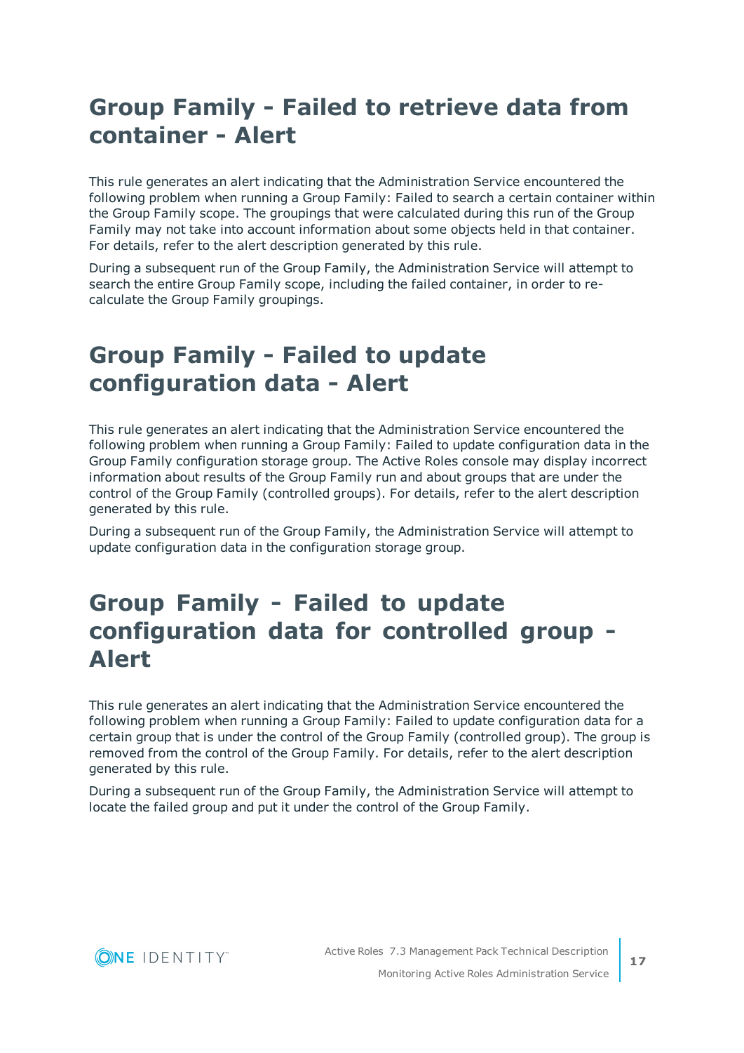# Group Family - Failed to retrieve data from container - Alert

This rule generates an alert indicating that the Administration Service encountered the following problem when running a Group Family: Failed to search a certain container within the Group Family scope. The groupings that were calculated during this run of the Group Family may not take into account information about some objects held in that container. For details, refer to the alert description generated by this rule.

During a subsequent run of the Group Family, the Administration Service will attempt to search the entire Group Family scope, including the failed container, in order to re-calculate the Group Family groupings.

# Group Family - Failed to update configuration data - Alert

This rule generates an alert indicating that the Administration Service encountered the following problem when running a Group Family: Failed to update configuration data in the Group Family configuration storage group. The Active Roles console may display incorrect information about results of the Group Family run and about groups that are under the control of the Group Family (controlled groups). For details, refer to the alert description generated by this rule.

During a subsequent run of the Group Family, the Administration Service will attempt to update configuration data in the configuration storage group.

# Group Family - Failed to update configuration data for controlled group - Alert

This rule generates an alert indicating that the Administration Service encountered the following problem when running a Group Family: Failed to update configuration data for a certain group that is under the control of the Group Family (controlled group). The group is removed from the control of the Group Family. For details, refer to the alert description generated by this rule.

During a subsequent run of the Group Family, the Administration Service will attempt to locate the failed group and put it under the control of the Group Family.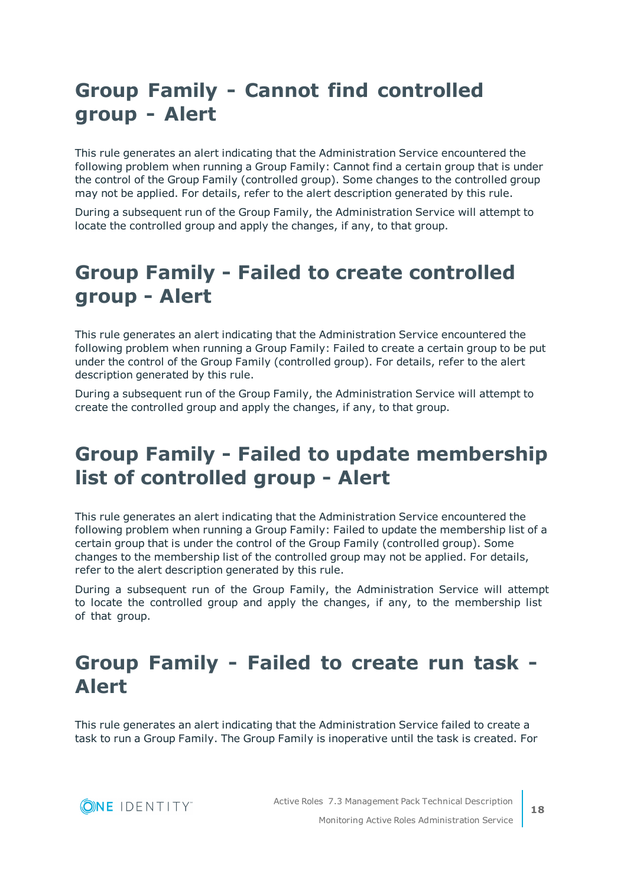# Group Family - Cannot find controlled group - Alert

This rule generates an alert indicating that the Administration Service encountered the following problem when running a Group Family: Cannot find a certain group that is under the control of the Group Family (controlled group). Some changes to the controlled group may not be applied. For details, refer to the alert description generated by this rule.

During a subsequent run of the Group Family, the Administration Service will attempt to locate the controlled group and apply the changes, if any, to that group.

# Group Family - Failed to create controlled group - Alert

This rule generates an alert indicating that the Administration Service encountered the following problem when running a Group Family: Failed to create a certain group to be put under the control of the Group Family (controlled group). For details, refer to the alert description generated by this rule.

During a subsequent run of the Group Family, the Administration Service will attempt to create the controlled group and apply the changes, if any, to that group.

# Group Family - Failed to update membership list of controlled group - Alert

This rule generates an alert indicating that the Administration Service encountered the following problem when running a Group Family: Failed to update the membership list of a certain group that is under the control of the Group Family (controlled group). Some changes to the membership list of the controlled group may not be applied. For details, refer to the alert description generated by this rule.

During a subsequent run of the Group Family, the Administration Service will attempt to locate the controlled group and apply the changes, if any, to the membership list of that group.

# Group Family - Failed to create run task - Alert

This rule generates an alert indicating that the Administration Service failed to create a task to run a Group Family. The Group Family is inoperative until the task is created. For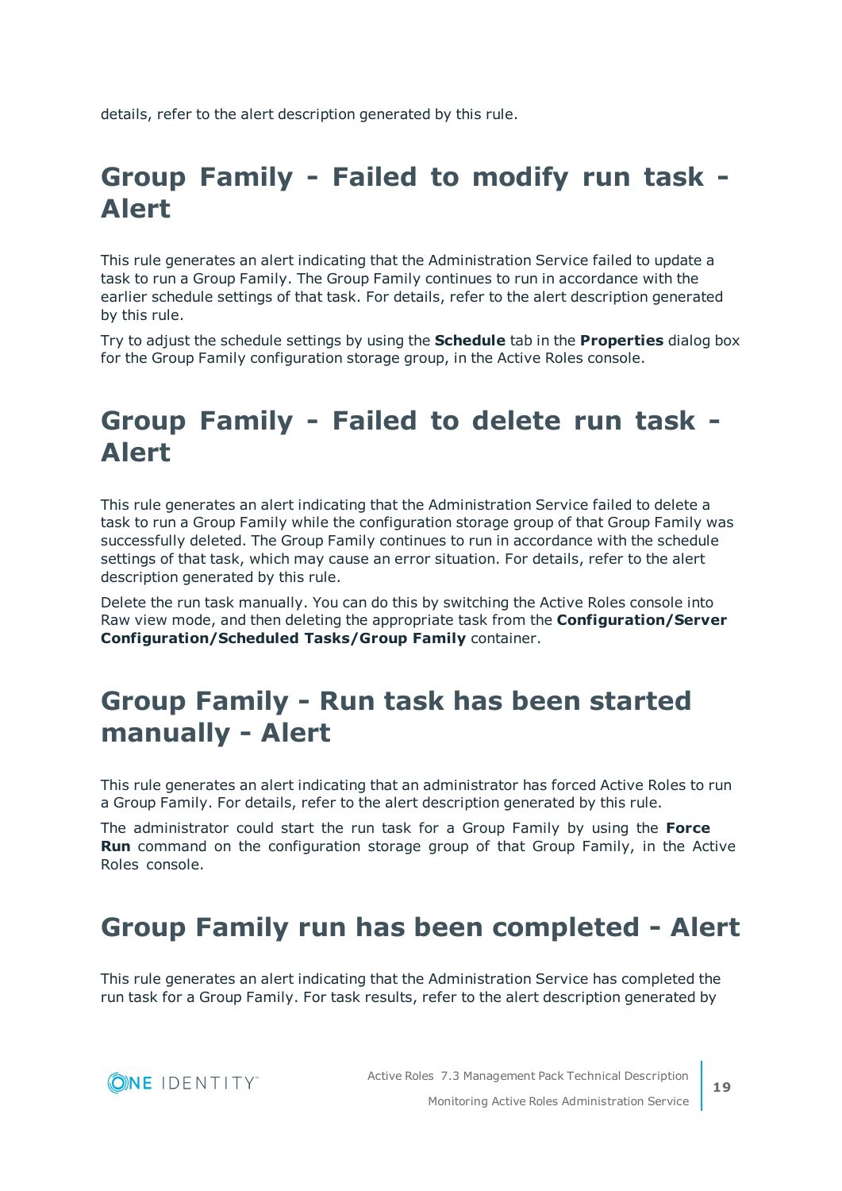details, refer to the alert description generated by this rule.

# Group Family - Failed to modify run task - Alert

This rule generates an alert indicating that the Administration Service failed to update a task to run a Group Family. The Group Family continues to run in accordance with the earlier schedule settings of that task. For details, refer to the alert description generated by this rule.

Try to adjust the schedule settings by using the **Schedule** tab in the **Properties** dialog box for the Group Family configuration storage group, in the Active Roles console.

# Group Family - Failed to delete run task - Alert

This rule generates an alert indicating that the Administration Service failed to delete a task to run a Group Family while the configuration storage group of that Group Family was successfully deleted. The Group Family continues to run in accordance with the schedule settings of that task, which may cause an error situation. For details, refer to the alert description generated by this rule.

Delete the run task manually. You can do this by switching the Active Roles console into Raw view mode, and then deleting the appropriate task from the **Configuration/Server Configuration/Scheduled Tasks/Group Family** container.

# Group Family - Run task has been started manually - Alert

This rule generates an alert indicating that an administrator has forced Active Roles to run a Group Family. For details, refer to the alert description generated by this rule.

The administrator could start the run task for a Group Family by using the **Force Run** command on the configuration storage group of that Group Family, in the Active Roles console.

# Group Family run has been completed - Alert

This rule generates an alert indicating that the Administration Service has completed the run task for a Group Family. For task results, refer to the alert description generated by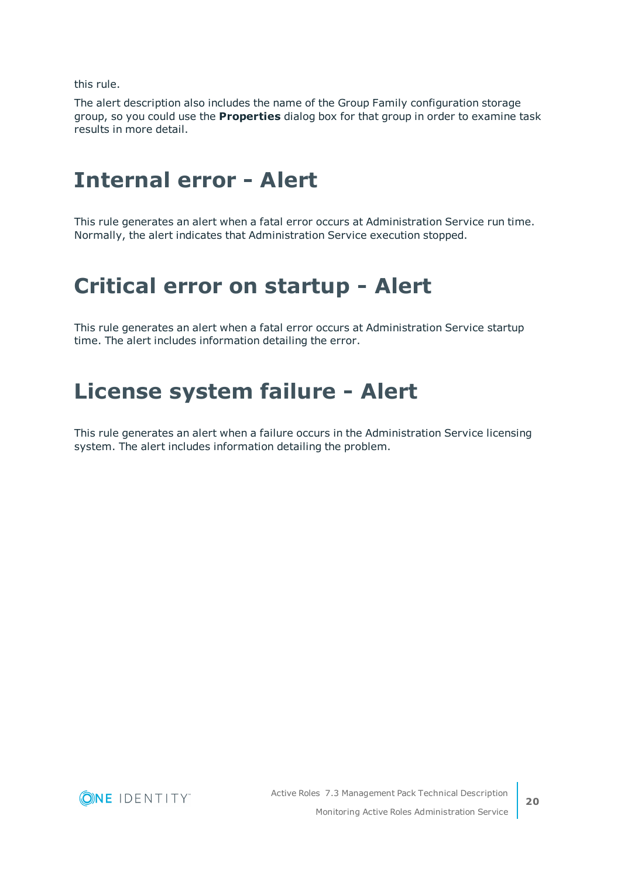this rule.

The alert description also includes the name of the Group Family configuration storage group, so you could use the **Properties** dialog box for that group in order to examine task results in more detail.

# Internal error - Alert

This rule generates an alert when a fatal error occurs at Administration Service run time. Normally, the alert indicates that Administration Service execution stopped.

# Critical error on startup - Alert

This rule generates an alert when a fatal error occurs at Administration Service startup time. The alert includes information detailing the error.

# License system failure - Alert

This rule generates an alert when a failure occurs in the Administration Service licensing system. The alert includes information detailing the problem.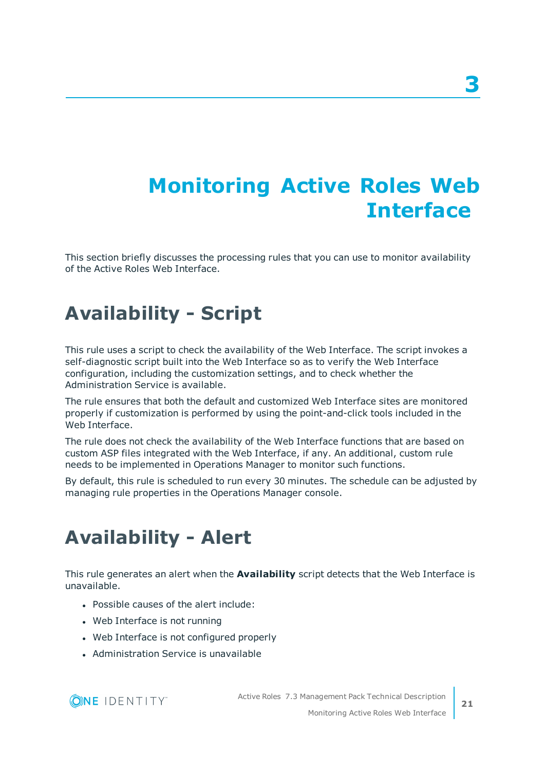# 3 Monitoring Active Roles Web Interface

This section briefly discusses the processing rules that you can use to monitor availability of the Active Roles Web Interface.

## Availability - Script

This rule uses a script to check the availability of the Web Interface. The script invokes a self-diagnostic script built into the Web Interface so as to verify the Web Interface configuration, including the customization settings, and to check whether the Administration Service is available.

The rule ensures that both the default and customized Web Interface sites are monitored properly if customization is performed by using the point-and-click tools included in the Web Interface.

The rule does not check the availability of the Web Interface functions that are based on custom ASP files integrated with the Web Interface, if any. An additional, custom rule needs to be implemented in Operations Manager to monitor such functions.

By default, this rule is scheduled to run every 30 minutes. The schedule can be adjusted by managing rule properties in the Operations Manager console.

## Availability - Alert

This rule generates an alert when the **Availability** script detects that the Web Interface is unavailable.

- Possible causes of the alert include:
- Web Interface is not running
- Web Interface is not configured properly
- Administration Service is unavailable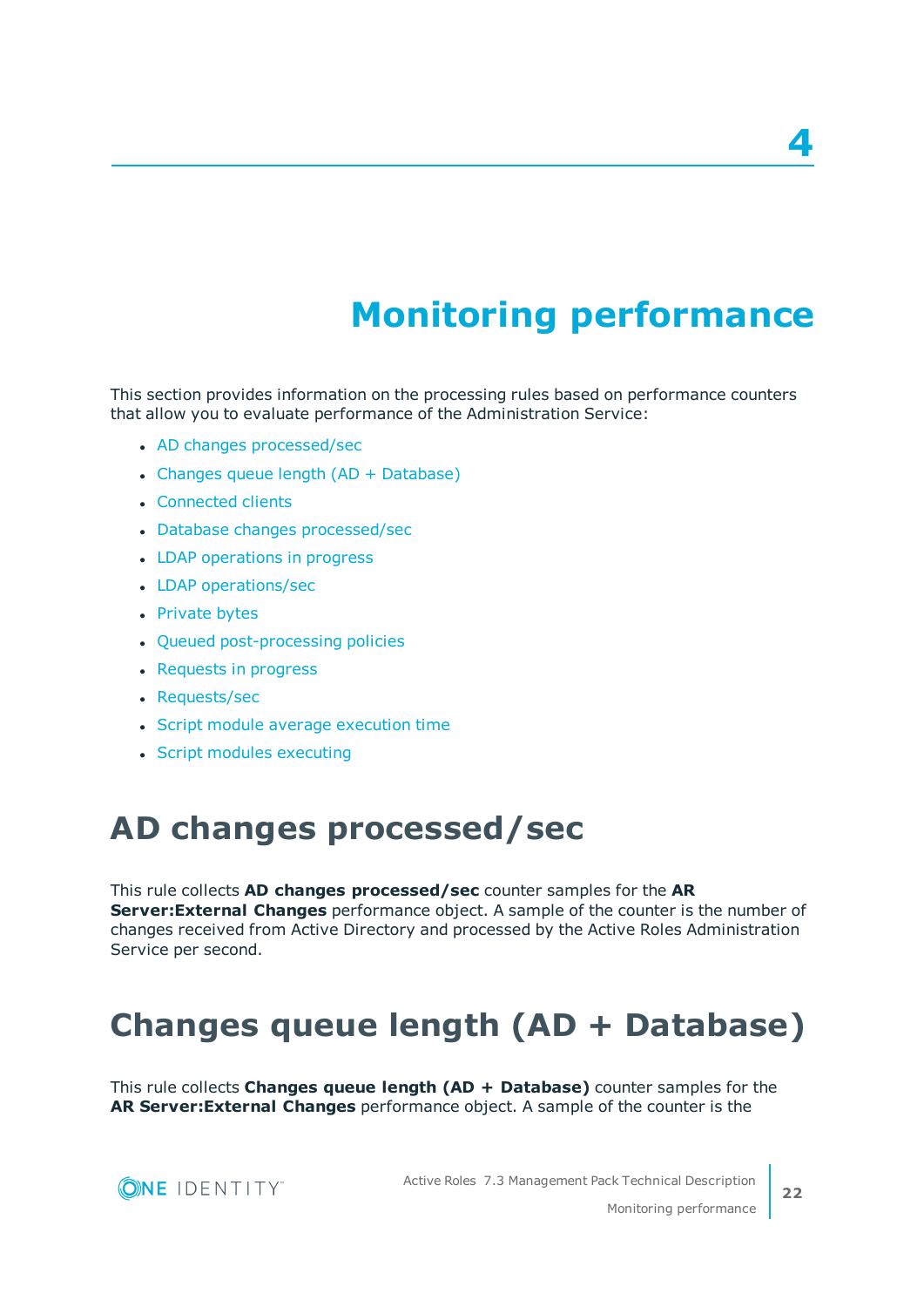# 4

# Monitoring performance

This section provides information on the processing rules based on performance counters that allow you to evaluate performance of the Administration Service:

- AD changes processed/sec
- Changes queue length (AD + Database)
- Connected clients
- Database changes processed/sec
- LDAP operations in progress
- LDAP operations/sec
- Private bytes
- Queued post-processing policies
- Requests in progress
- Requests/sec
- Script module average execution time
- Script modules executing

## AD changes processed/sec

This rule collects **AD changes processed/sec** counter samples for the **AR Server:External Changes** performance object. A sample of the counter is the number of changes received from Active Directory and processed by the Active Roles Administration Service per second.

## Changes queue length (AD + Database)

This rule collects **Changes queue length (AD + Database)** counter samples for the **AR Server:External Changes** performance object. A sample of the counter is the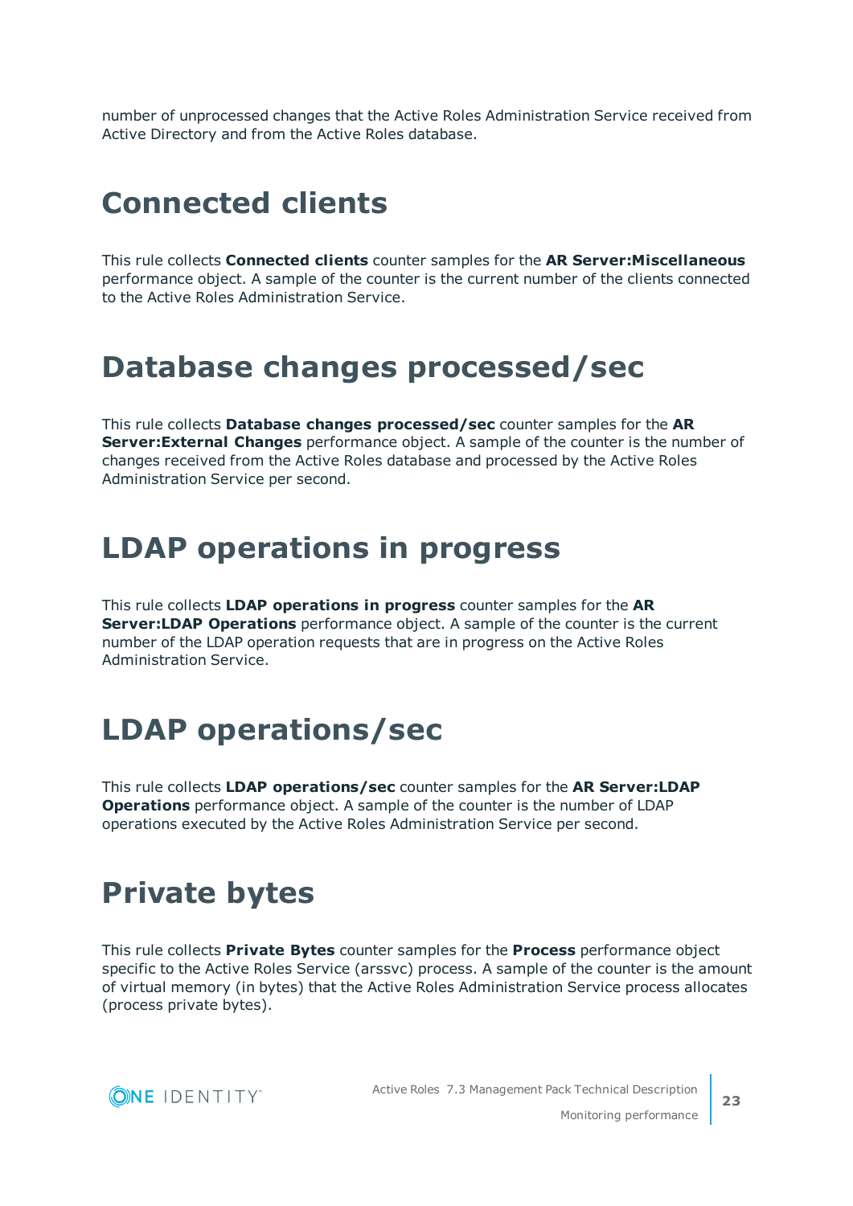number of unprocessed changes that the Active Roles Administration Service received from Active Directory and from the Active Roles database.

# Connected clients

This rule collects **Connected clients** counter samples for the **AR Server:Miscellaneous** performance object. A sample of the counter is the current number of the clients connected to the Active Roles Administration Service.

# Database changes processed/sec

This rule collects **Database changes processed/sec** counter samples for the **AR Server:External Changes** performance object. A sample of the counter is the number of changes received from the Active Roles database and processed by the Active Roles Administration Service per second.

# LDAP operations in progress

This rule collects **LDAP operations in progress** counter samples for the **AR Server:LDAP Operations** performance object. A sample of the counter is the current number of the LDAP operation requests that are in progress on the Active Roles Administration Service.

# LDAP operations/sec

This rule collects **LDAP operations/sec** counter samples for the **AR Server:LDAP Operations** performance object. A sample of the counter is the number of LDAP operations executed by the Active Roles Administration Service per second.

# Private bytes

This rule collects **Private Bytes** counter samples for the **Process** performance object specific to the Active Roles Service (arssvc) process. A sample of the counter is the amount of virtual memory (in bytes) that the Active Roles Administration Service process allocates (process private bytes).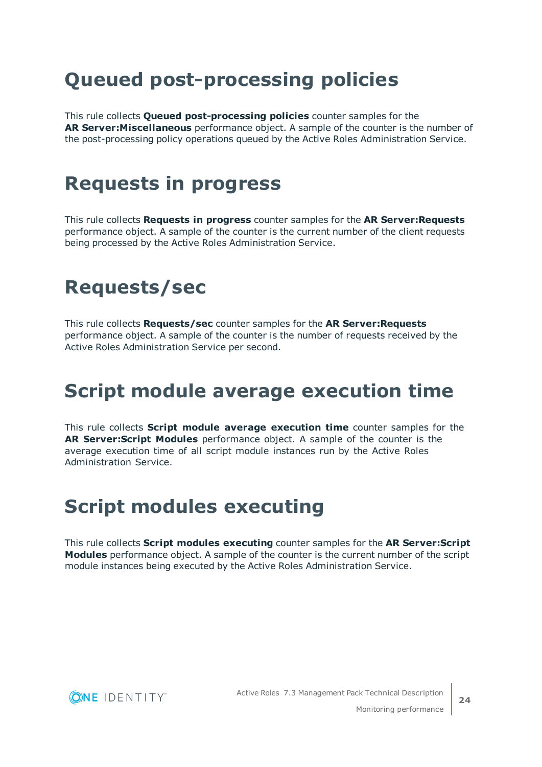# Queued post-processing policies

This rule collects **Queued post-processing policies** counter samples for the **AR Server:Miscellaneous** performance object. A sample of the counter is the number of the post-processing policy operations queued by the Active Roles Administration Service.

# Requests in progress

This rule collects **Requests in progress** counter samples for the **AR Server:Requests** performance object. A sample of the counter is the current number of the client requests being processed by the Active Roles Administration Service.

# Requests/sec

This rule collects **Requests/sec** counter samples for the **AR Server:Requests** performance object. A sample of the counter is the number of requests received by the Active Roles Administration Service per second.

# Script module average execution time

This rule collects **Script module average execution time** counter samples for the **AR Server:Script Modules** performance object. A sample of the counter is the average execution time of all script module instances run by the Active Roles Administration Service.

# Script modules executing

This rule collects **Script modules executing** counter samples for the **AR Server:Script Modules** performance object. A sample of the counter is the current number of the script module instances being executed by the Active Roles Administration Service.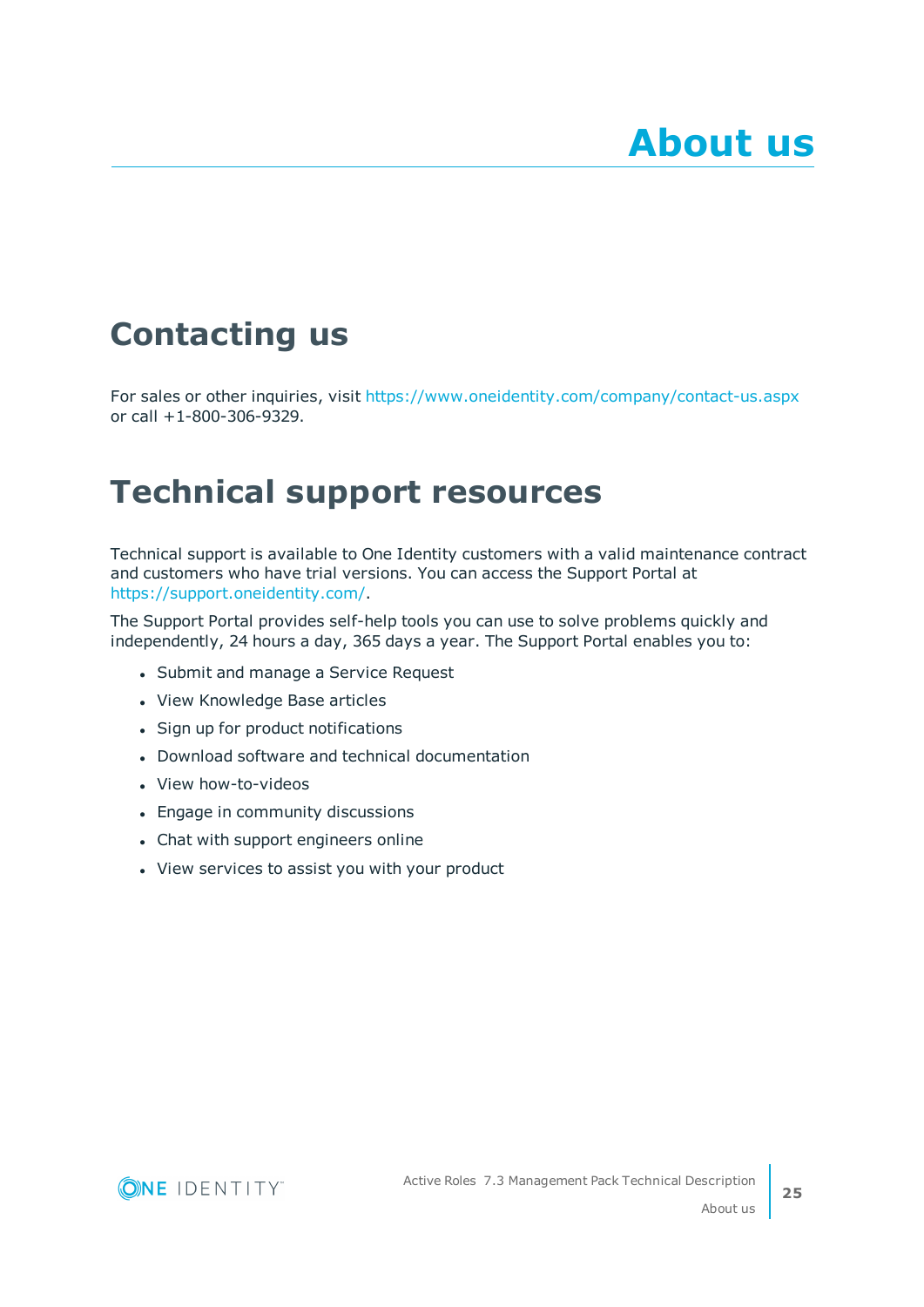# About us

## Contacting us

For sales or other inquiries, visit https://www.oneidentity.com/company/contact-us.aspx or call +1-800-306-9329.

## Technical support resources

Technical support is available to One Identity customers with a valid maintenance contract and customers who have trial versions. You can access the Support Portal at https://support.oneidentity.com/.

The Support Portal provides self-help tools you can use to solve problems quickly and independently, 24 hours a day, 365 days a year. The Support Portal enables you to:

- Submit and manage a Service Request
- View Knowledge Base articles
- Sign up for product notifications
- Download software and technical documentation
- View how-to-videos
- Engage in community discussions
- Chat with support engineers online
- View services to assist you with your product